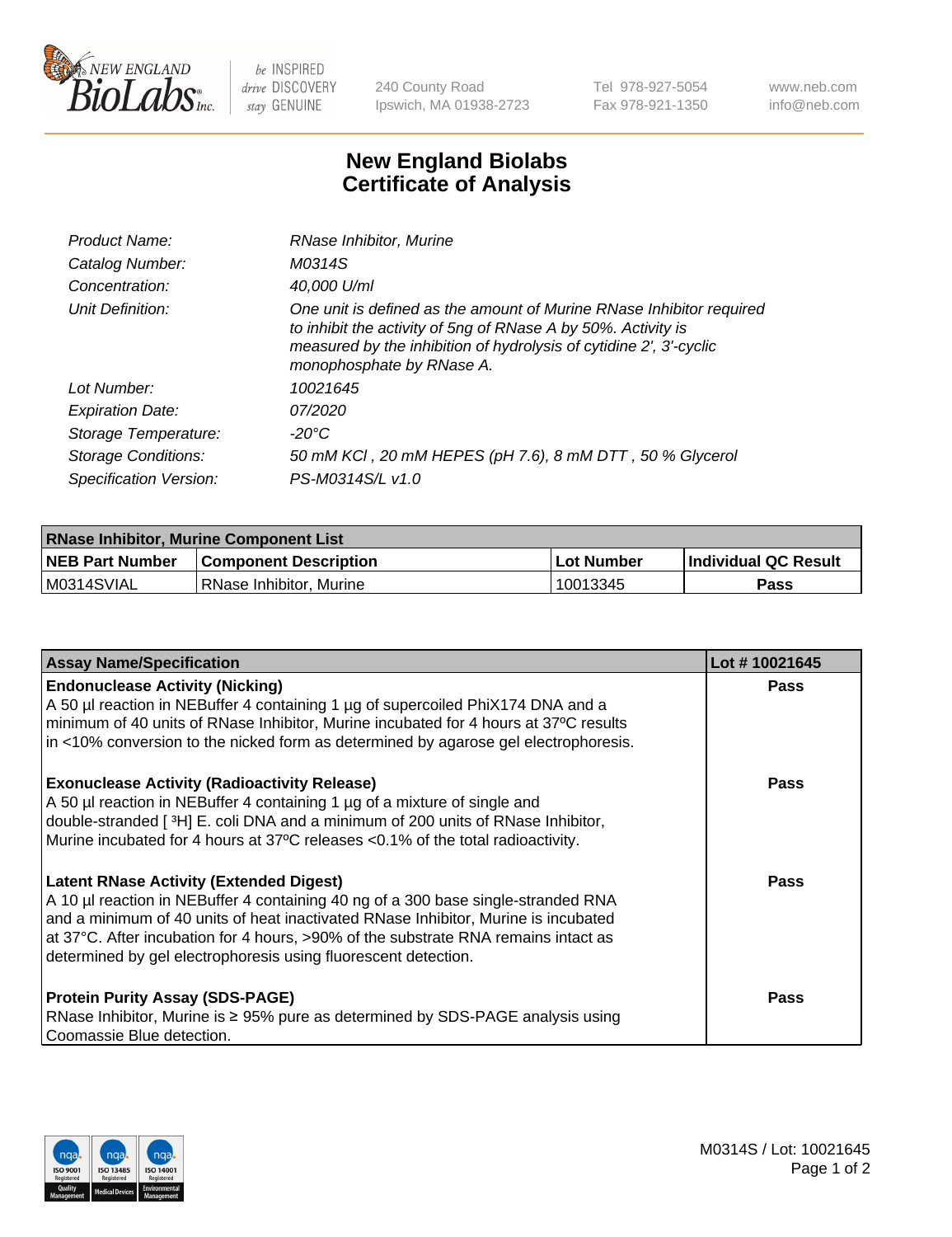# New England Biolabs
# Certificate of Analysis

| | |
|---|---|
| *Product Name:* | *RNase Inhibitor, Murine* |
| *Catalog Number:* | *M0314S* |
| *Concentration:* | *40,000 U/ml* |
| *Unit Definition:* | *One unit is defined as the amount of Murine RNase Inhibitor required to inhibit the activity of 5ng of RNase A by 50%. Activity is measured by the inhibition of hydrolysis of cytidine 2', 3'-cyclic monophosphate by RNase A.* |
| *Lot Number:* | *10021645* |
| *Expiration Date:* | *07/2020* |
| *Storage Temperature:* | *-20°C* |
| *Storage Conditions:* | *50 mM KCl , 20 mM HEPES (pH 7.6), 8 mM DTT , 50 % Glycerol* |
| *Specification Version:* | *PS-M0314S/L v1.0* |

| RNase Inhibitor, Murine Component List | | | |
|---|---|---|---|
| **NEB Part Number** | **Component Description** | **Lot Number** | **Individual QC Result** |
| M0314SVIAL | RNase Inhibitor, Murine | 10013345 | **Pass** |

| Assay Name/Specification | Lot # 10021645 |
|---|---|
| **Endonuclease Activity (Nicking)**<br>A 50 µl reaction in NEBuffer 4 containing 1 µg of supercoiled PhiX174 DNA and a minimum of 40 units of RNase Inhibitor, Murine incubated for 4 hours at 37ºC results in <10% conversion to the nicked form as determined by agarose gel electrophoresis. | **Pass** |
| **Exonuclease Activity (Radioactivity Release)**<br>A 50 µl reaction in NEBuffer 4 containing 1 µg of a mixture of single and double-stranded [ $^3$H] E. coli DNA and a minimum of 200 units of RNase Inhibitor, Murine incubated for 4 hours at 37ºC releases <0.1% of the total radioactivity. | **Pass** |
| **Latent RNase Activity (Extended Digest)**<br>A 10 µl reaction in NEBuffer 4 containing 40 ng of a 300 base single-stranded RNA and a minimum of 40 units of heat inactivated RNase Inhibitor, Murine is incubated at 37°C. After incubation for 4 hours, >90% of the substrate RNA remains intact as determined by gel electrophoresis using fluorescent detection. | **Pass** |
| **Protein Purity Assay (SDS-PAGE)**<br>RNase Inhibitor, Murine is ≥ 95% pure as determined by SDS-PAGE analysis using Coomassie Blue detection. | **Pass** |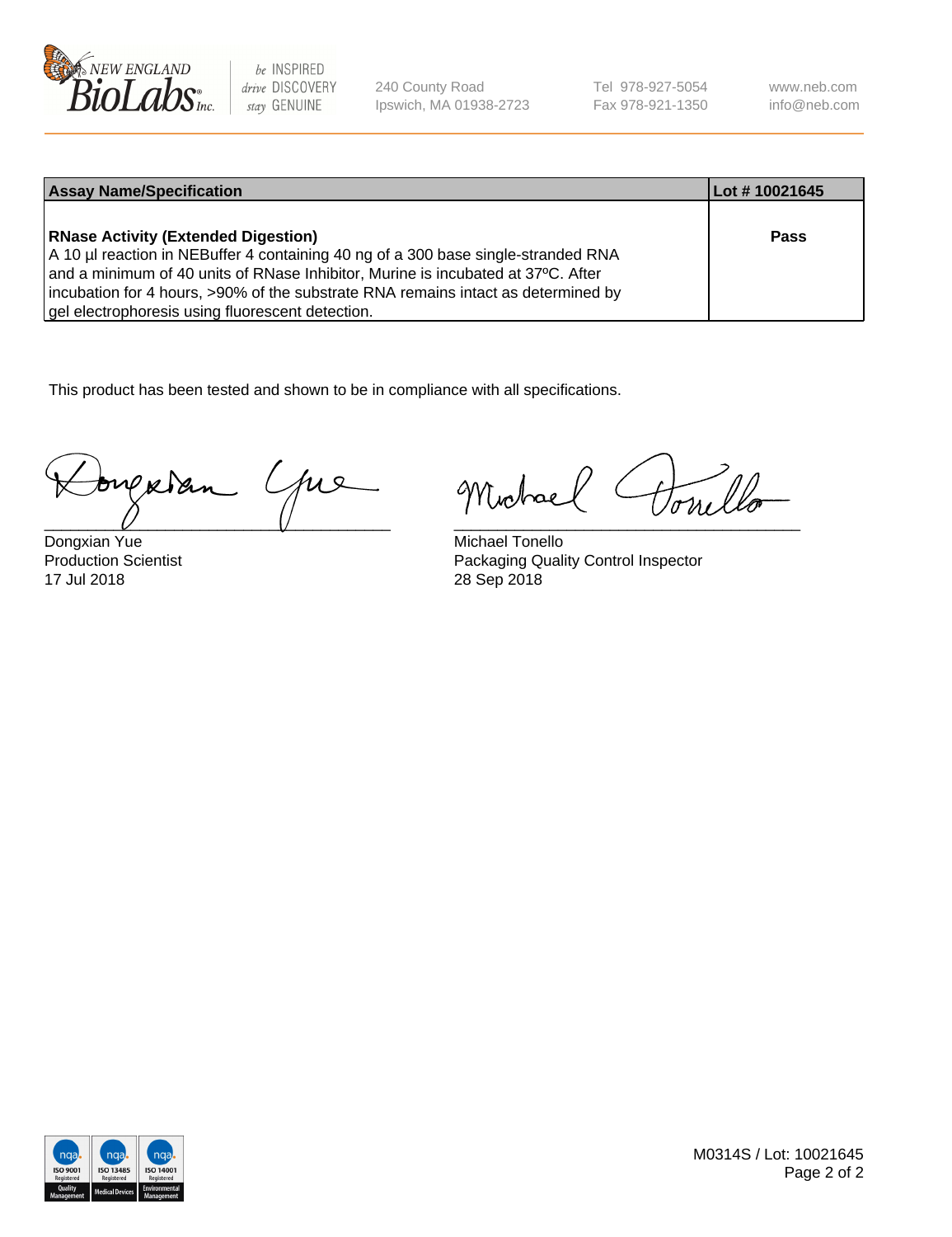New England BioLabs Inc. — be INSPIRED drive DISCOVERY stay GENUINE

240 County Road
Ipswich, MA 01938-2723

Tel 978-927-5054
Fax 978-921-1350

www.neb.com
info@neb.com

| Assay Name/Specification | Lot # 10021645 |
| --- | --- |
| **RNase Activity (Extended Digestion)**<br>A 10 µl reaction in NEBuffer 4 containing 40 ng of a 300 base single-stranded RNA and a minimum of 40 units of RNase Inhibitor, Murine is incubated at 37ºC. After incubation for 4 hours, >90% of the substrate RNA remains intact as determined by gel electrophoresis using fluorescent detection. | **Pass** |

This product has been tested and shown to be in compliance with all specifications.

Dongxian Yue
Production Scientist
17 Jul 2018

Michael Tonello
Packaging Quality Control Inspector
28 Sep 2018

M0314S / Lot: 10021645